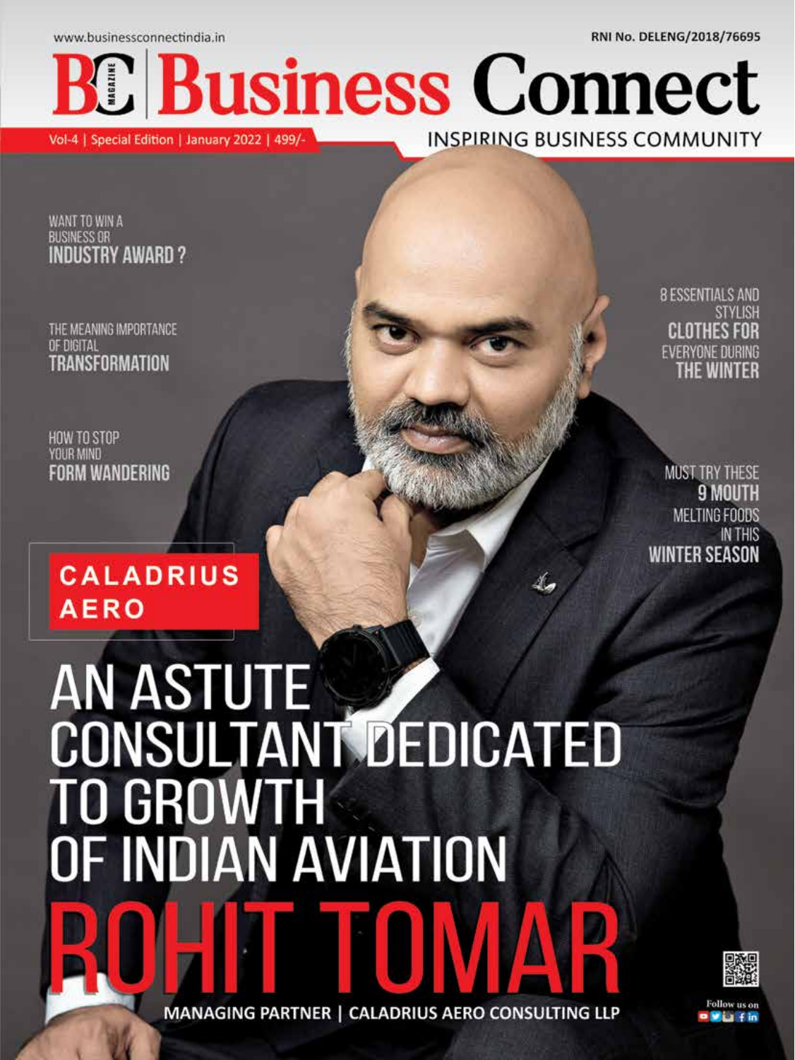www.businessconnectindia.in

RNI No. DELENG/2018/76695

# Business Connect

INSPIRING BUSINESS COMMUNITY

Vol-4 | Special Edition | January 2022 | 499/-

WANT TO WIN A BUSINESS OR **INDUSTRY AWARD ?**

THE MEANING IMPORTANCE OF DIGITAL **TRANSFORMATION**

HOW TO STOP YOUR MIND **FORM WANDERING**

8 ESSENTIALS AND STYLISH **CLOTHES FOR** EVERYONE DURING **THE WINTER**

MUST TRY THESE **9 MOUTH** MELTING FOODS IN THIS **WINTER SEASON**

**CALADRIUS AERO**

## AN ASTUTE CONSULTANT DEDICATED TO GROWTH OF INDIAN AVIATION

# ROHIT TOMAR

MANAGING PARTNER | CALADRIUS AERO CONSULTING LLP

Follow us on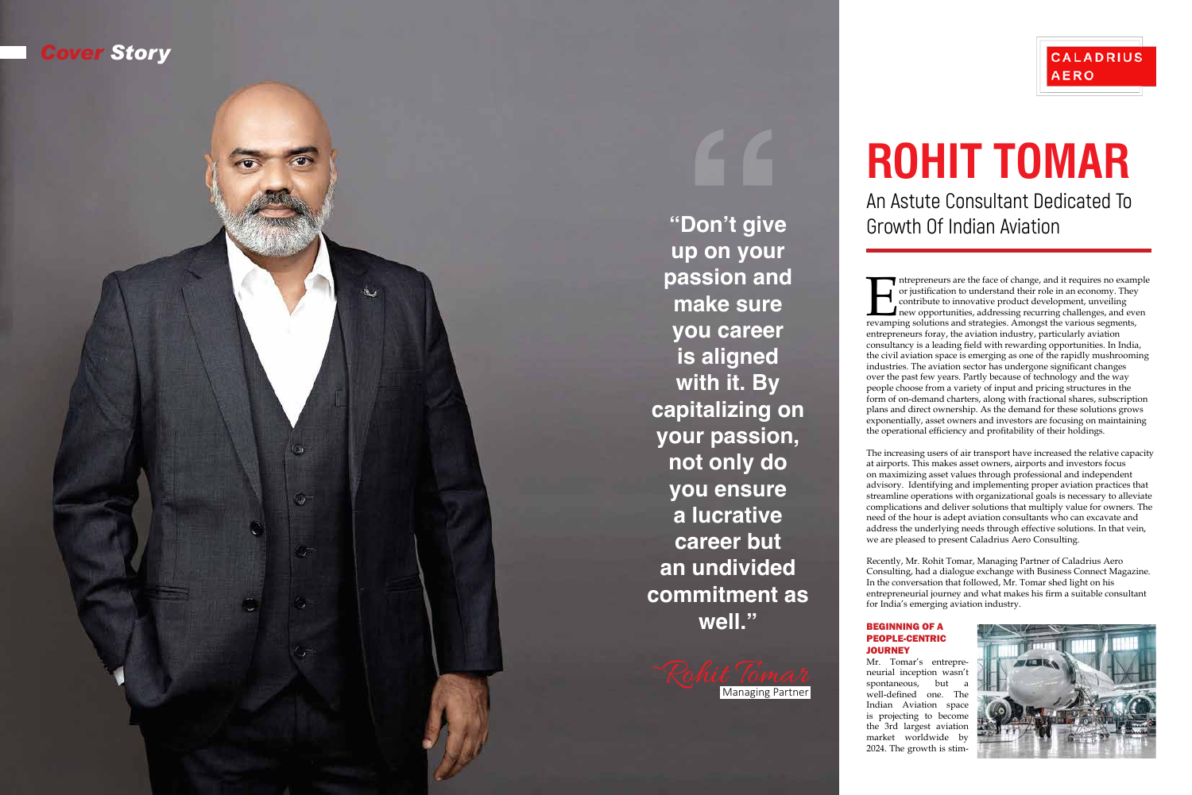# ROHIT TOMAR

## An Astute Consultant Dedicated To Growth Of Indian Aviation

"Don't give up on your passion and make sure you career is aligned with it. By capitalizing on your passion, not only do you ensure a lucrative career but an undivided commitment as well."

~Rohit Tomar
Managing Partner

Entrepreneurs are the face of change, and it requires no example or justification to understand their role in an economy. They contribute to innovative product development, unveiling new opportunities, addressing recurring challenges, and even revamping solutions and strategies. Amongst the various segments, entrepreneurs foray, the aviation industry, particularly aviation consultancy is a leading field with rewarding opportunities. In India, the civil aviation space is emerging as one of the rapidly mushrooming industries. The aviation sector has undergone significant changes over the past few years. Partly because of technology and the way people choose from a variety of input and pricing structures in the form of on-demand charters, along with fractional shares, subscription plans and direct ownership. As the demand for these solutions grows exponentially, asset owners and investors are focusing on maintaining the operational efficiency and profitability of their holdings.

The increasing users of air transport have increased the relative capacity at airports. This makes asset owners, airports and investors focus on maximizing asset values through professional and independent advisory. Identifying and implementing proper aviation practices that streamline operations with organizational goals is necessary to alleviate complications and deliver solutions that multiply value for owners. The need of the hour is adept aviation consultants who can excavate and address the underlying needs through effective solutions. In that vein, we are pleased to present Caladrius Aero Consulting.

Recently, Mr. Rohit Tomar, Managing Partner of Caladrius Aero Consulting, had a dialogue exchange with Business Connect Magazine. In the conversation that followed, Mr. Tomar shed light on his entrepreneurial journey and what makes his firm a suitable consultant for India's emerging aviation industry.

### BEGINNING OF A PEOPLE-CENTRIC JOURNEY

Mr. Tomar's entrepreneurial inception wasn't spontaneous, but a well-defined one. The Indian Aviation space is projecting to become the 3rd largest aviation market worldwide by 2024. The growth is stim-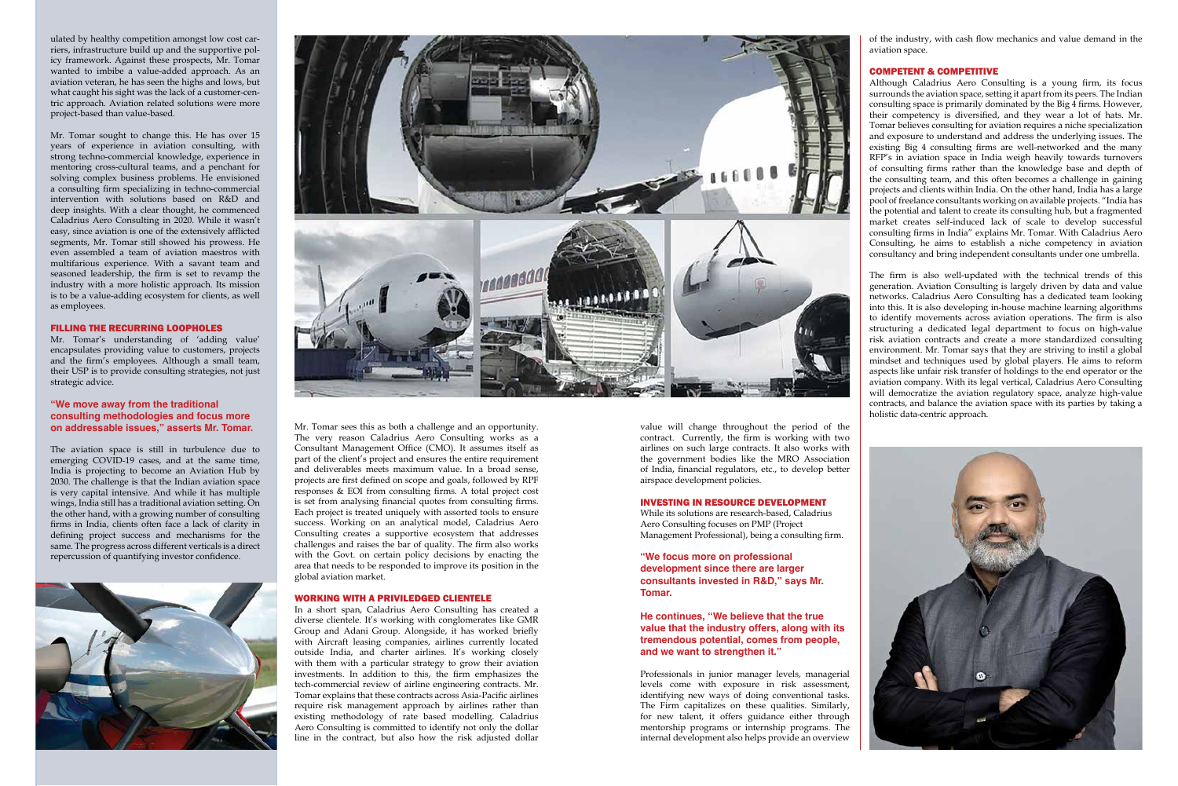ulated by healthy competition amongst low cost carriers, infrastructure build up and the supportive policy framework. Against these prospects, Mr. Tomar wanted to imbibe a value-added approach. As an aviation veteran, he has seen the highs and lows, but what caught his sight was the lack of a customer-centric approach. Aviation related solutions were more project-based than value-based.

Mr. Tomar sought to change this. He has over 15 years of experience in aviation consulting, with strong techno-commercial knowledge, experience in mentoring cross-cultural teams, and a penchant for solving complex business problems. He envisioned a consulting firm specializing in techno-commercial intervention with solutions based on R&D and deep insights. With a clear thought, he commenced Caladrius Aero Consulting in 2020. While it wasn't easy, since aviation is one of the extensively afflicted segments, Mr. Tomar still showed his prowess. He even assembled a team of aviation maestros with multifarious experience. With a savant team and seasoned leadership, the firm is set to revamp the industry with a more holistic approach. Its mission is to be a value-adding ecosystem for clients, as well as employees.

## FILLING THE RECURRING LOOPHOLES

Mr. Tomar's understanding of 'adding value' encapsulates providing value to customers, projects and the firm's employees. Although a small team, their USP is to provide consulting strategies, not just strategic advice.

**"We move away from the traditional consulting methodologies and focus more on addressable issues," asserts Mr. Tomar.**

The aviation space is still in turbulence due to emerging COVID-19 cases, and at the same time, India is projecting to become an Aviation Hub by 2030. The challenge is that the Indian aviation space is very capital intensive. And while it has multiple wings, India still has a traditional aviation setting. On the other hand, with a growing number of consulting firms in India, clients often face a lack of clarity in defining project success and mechanisms for the same. The progress across different verticals is a direct repercussion of quantifying investor confidence.

Mr. Tomar sees this as both a challenge and an opportunity. The very reason Caladrius Aero Consulting works as a Consultant Management Office (CMO). It assumes itself as part of the client's project and ensures the entire requirement and deliverables meets maximum value. In a broad sense, projects are first defined on scope and goals, followed by RPF responses & EOI from consulting firms. A total project cost is set from analysing financial quotes from consulting firms. Each project is treated uniquely with assorted tools to ensure success. Working on an analytical model, Caladrius Aero Consulting creates a supportive ecosystem that addresses challenges and raises the bar of quality. The firm also works with the Govt. on certain policy decisions by enacting the area that needs to be responded to improve its position in the global aviation market.

## WORKING WITH A PRIVILEDGED CLIENTELE

In a short span, Caladrius Aero Consulting has created a diverse clientele. It's working with conglomerates like GMR Group and Adani Group. Alongside, it has worked briefly with Aircraft leasing companies, airlines currently located outside India, and charter airlines. It's working closely with them with a particular strategy to grow their aviation investments. In addition to this, the firm emphasizes the tech-commercial review of airline engineering contracts. Mr. Tomar explains that these contracts across Asia-Pacific airlines require risk management approach by airlines rather than existing methodology of rate based modelling. Caladrius Aero Consulting is committed to identify not only the dollar line in the contract, but also how the risk adjusted dollar value will change throughout the period of the contract. Currently, the firm is working with two airlines on such large contracts. It also works with the government bodies like the MRO Association of India, financial regulators, etc., to develop better airspace development policies.

## INVESTING IN RESOURCE DEVELOPMENT

While its solutions are research-based, Caladrius Aero Consulting focuses on PMP (Project Management Professional), being a consulting firm.

**"We focus more on professional development since there are larger consultants invested in R&D," says Mr. Tomar.**

**He continues, "We believe that the true value that the industry offers, along with its tremendous potential, comes from people, and we want to strengthen it."**

Professionals in junior manager levels, managerial levels come with exposure in risk assessment, identifying new ways of doing conventional tasks. The Firm capitalizes on these qualities. Similarly, for new talent, it offers guidance either through mentorship programs or internship programs. The internal development also helps provide an overview of the industry, with cash flow mechanics and value demand in the aviation space.

## COMPETENT & COMPETITIVE

Although Caladrius Aero Consulting is a young firm, its focus surrounds the aviation space, setting it apart from its peers. The Indian consulting space is primarily dominated by the Big 4 firms. However, their competency is diversified, and they wear a lot of hats. Mr. Tomar believes consulting for aviation requires a niche specialization and exposure to understand and address the underlying issues. The existing Big 4 consulting firms are well-networked and the many RFP's in aviation space in India weigh heavily towards turnovers of consulting firms rather than the knowledge base and depth of the consulting team, and this often becomes a challenge in gaining projects and clients within India. On the other hand, India has a large pool of freelance consultants working on available projects. "India has the potential and talent to create its consulting hub, but a fragmented market creates self-induced lack of scale to develop successful consulting firms in India" explains Mr. Tomar. With Caladrius Aero Consulting, he aims to establish a niche competency in aviation consultancy and bring independent consultants under one umbrella.

The firm is also well-updated with the technical trends of this generation. Aviation Consulting is largely driven by data and value networks. Caladrius Aero Consulting has a dedicated team looking into this. It is also developing in-house machine learning algorithms to identify movements across aviation operations. The firm is also structuring a dedicated legal department to focus on high-value risk aviation contracts and create a more standardized consulting environment. Mr. Tomar says that they are striving to instil a global mindset and techniques used by global players. He aims to reform aspects like unfair risk transfer of holdings to the end operator or the aviation company. With its legal vertical, Caladrius Aero Consulting will democratize the aviation regulatory space, analyze high-value contracts, and balance the aviation space with its parties by taking a holistic data-centric approach.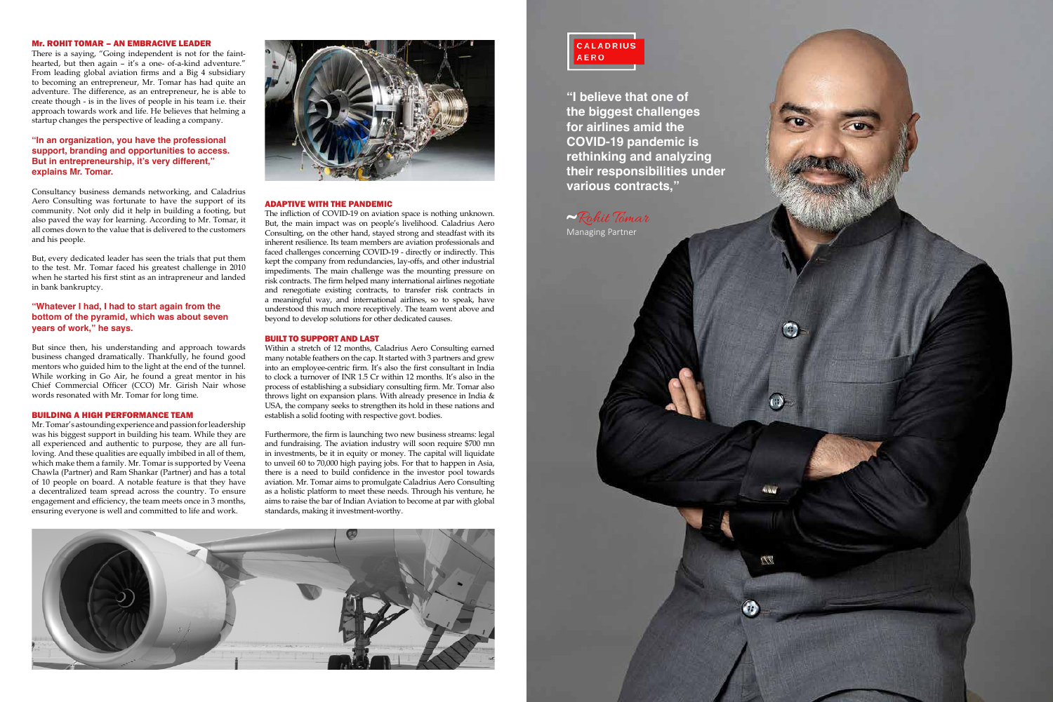## Mr. ROHIT TOMAR – AN EMBRACIVE LEADER

There is a saying, "Going independent is not for the faint-hearted, but then again – it's a one- of-a-kind adventure." From leading global aviation firms and a Big 4 subsidiary to becoming an entrepreneur, Mr. Tomar has had quite an adventure. The difference, as an entrepreneur, he is able to create though - is in the lives of people in his team i.e. their approach towards work and life. He believes that helming a startup changes the perspective of leading a company.

**"In an organization, you have the professional support, branding and opportunities to access. But in entrepreneurship, it's very different," explains Mr. Tomar.**

Consultancy business demands networking, and Caladrius Aero Consulting was fortunate to have the support of its community. Not only did it help in building a footing, but also paved the way for learning. According to Mr. Tomar, it all comes down to the value that is delivered to the customers and his people.

But, every dedicated leader has seen the trials that put them to the test. Mr. Tomar faced his greatest challenge in 2010 when he started his first stint as an intrapreneur and landed in bank bankruptcy.

**"Whatever I had, I had to start again from the bottom of the pyramid, which was about seven years of work," he says.**

But since then, his understanding and approach towards business changed dramatically. Thankfully, he found good mentors who guided him to the light at the end of the tunnel. While working in Go Air, he found a great mentor in his Chief Commercial Officer (CCO) Mr. Girish Nair whose words resonated with Mr. Tomar for long time.

## BUILDING A HIGH PERFORMANCE TEAM

Mr. Tomar's astounding experience and passion for leadership was his biggest support in building his team. While they are all experienced and authentic to purpose, they are all fun-loving. And these qualities are equally imbibed in all of them, which make them a family. Mr. Tomar is supported by Veena Chawla (Partner) and Ram Shankar (Partner) and has a total of 10 people on board. A notable feature is that they have a decentralized team spread across the country. To ensure engagement and efficiency, the team meets once in 3 months, ensuring everyone is well and committed to life and work.

## ADAPTIVE WITH THE PANDEMIC

The infliction of COVID-19 on aviation space is nothing unknown. But, the main impact was on people's livelihood. Caladrius Aero Consulting, on the other hand, stayed strong and steadfast with its inherent resilience. Its team members are aviation professionals and faced challenges concerning COVID-19 - directly or indirectly. This kept the company from redundancies, lay-offs, and other industrial impediments. The main challenge was the mounting pressure on risk contracts. The firm helped many international airlines negotiate and renegotiate existing contracts, to transfer risk contracts in a meaningful way, and international airlines, so to speak, have understood this much more receptively. The team went above and beyond to develop solutions for other dedicated causes.

## BUILT TO SUPPORT AND LAST

Within a stretch of 12 months, Caladrius Aero Consulting earned many notable feathers on the cap. It started with 3 partners and grew into an employee-centric firm. It's also the first consultant in India to clock a turnover of INR 1.5 Cr within 12 months. It's also in the process of establishing a subsidiary consulting firm. Mr. Tomar also throws light on expansion plans. With already presence in India & USA, the company seeks to strengthen its hold in these nations and establish a solid footing with respective govt. bodies.

Furthermore, the firm is launching two new business streams: legal and fundraising. The aviation industry will soon require $700 mn in investments, be it in equity or money. The capital will liquidate to unveil 60 to 70,000 high paying jobs. For that to happen in Asia, there is a need to build confidence in the investor pool towards aviation. Mr. Tomar aims to promulgate Caladrius Aero Consulting as a holistic platform to meet these needs. Through his venture, he aims to raise the bar of Indian Aviation to become at par with global standards, making it investment-worthy.

CALADRIUS AERO

**"I believe that one of the biggest challenges for airlines amid the COVID-19 pandemic is rethinking and analyzing their responsibilities under various contracts,"**

*~Rohit Tomar*
Managing Partner